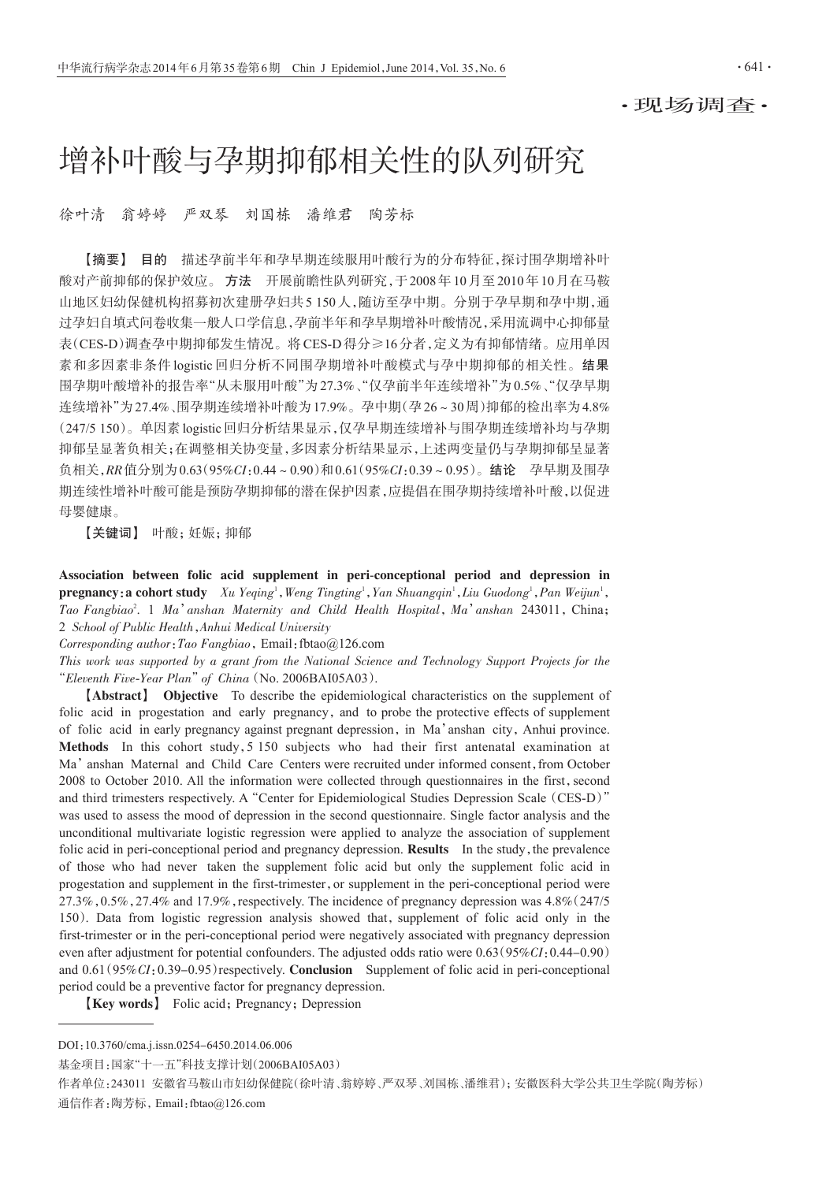·现场调查·

# 增补叶酸与孕期抑郁相关性的队列研究

徐叶清　翁婷婷　严双琴　刘国栋　潘维君　陶芳标

【摘要】 **目的**　描述孕前半年和孕早期连续服用叶酸行为的分布特征，探讨围孕期增补叶酸对产前抑郁的保护效应。**方法**　开展前瞻性队列研究，于2008年10月至2010年10月在马鞍山地区妇幼保健机构招募初次建册孕妇共5 150人，随访至孕中期。分别于孕早期和孕中期，通过孕妇自填式问卷收集一般人口学信息，孕前半年和孕早期增补叶酸情况，采用流调中心抑郁量表（CES-D）调查孕中期抑郁发生情况。将CES-D得分≥16分者，定义为有抑郁情绪。应用单因素和多因素非条件logistic回归分析不同围孕期增补叶酸模式与孕中期抑郁的相关性。**结果**　围孕期叶酸增补的报告率"从未服用叶酸"为27.3%、"仅孕前半年连续增补"为0.5%、"仅孕早期连续增补"为27.4%、围孕期连续增补叶酸为17.9%。孕中期（孕26～30周）抑郁的检出率为4.8%（247/5 150）。单因素logistic回归分析结果显示，仅孕早期连续增补与围孕期连续增补均与孕期抑郁呈显著负相关；在调整相关协变量，多因素分析结果显示，上述两变量仍与孕期抑郁呈显著负相关，*RR*值分别为0.63（95%*CI*：0.44～0.90）和0.61（95%*CI*：0.39～0.95）。**结论**　孕早期及围孕期连续性增补叶酸可能是预防孕期抑郁的潜在保护因素，应提倡在围孕期持续增补叶酸，以促进母婴健康。

【关键词】 叶酸；妊娠；抑郁

**Association between folic acid supplement in peri-conceptional period and depression in pregnancy: a cohort study**　*Xu Yeqing*[1], *Weng Tingting*[1], *Yan Shuangqin*[1], *Liu Guodong*[1], *Pan Weijun*[1], *Tao Fangbiao*[2]. 1 *Ma'anshan Maternity and Child Health Hospital*, *Ma'anshan* 243011, China; 2 *School of Public Health*, *Anhui Medical University*

*Corresponding author*: *Tao Fangbiao*, Email: fbtao@126.com

*This work was supported by a grant from the National Science and Technology Support Projects for the "Eleventh Five-Year Plan" of China* (No. 2006BAI05A03).

【Abstract】 **Objective**　To describe the epidemiological characteristics on the supplement of folic acid in progestation and early pregnancy, and to probe the protective effects of supplement of folic acid in early pregnancy against pregnant depression, in Ma'anshan city, Anhui province. **Methods**　In this cohort study, 5 150 subjects who had their first antenatal examination at Ma'anshan Maternal and Child Care Centers were recruited under informed consent, from October 2008 to October 2010. All the information were collected through questionnaires in the first, second and third trimesters respectively. A "Center for Epidemiological Studies Depression Scale (CES-D)" was used to assess the mood of depression in the second questionnaire. Single factor analysis and the unconditional multivariate logistic regression were applied to analyze the association of supplement folic acid in peri-conceptional period and pregnancy depression. **Results**　In the study, the prevalence of those who had never taken the supplement folic acid but only the supplement folic acid in progestation and supplement in the first-trimester, or supplement in the peri-conceptional period were 27.3%, 0.5%, 27.4% and 17.9%, respectively. The incidence of pregnancy depression was 4.8% (247/5 150). Data from logistic regression analysis showed that, supplement of folic acid only in the first-trimester or in the peri-conceptional period were negatively associated with pregnancy depression even after adjustment for potential confounders. The adjusted odds ratio were 0.63 (95%*CI*: 0.44–0.90) and 0.61 (95%*CI*: 0.39–0.95) respectively. **Conclusion**　Supplement of folic acid in peri-conceptional period could be a preventive factor for pregnancy depression.

【Key words】 Folic acid; Pregnancy; Depression

---

DOI: 10.3760/cma.j.issn.0254-6450.2014.06.006

基金项目：国家"十一五"科技支撑计划（2006BAI05A03）

作者单位：243011 安徽省马鞍山市妇幼保健院（徐叶清、翁婷婷、严双琴、刘国栋、潘维君）；安徽医科大学公共卫生学院（陶芳标）

通信作者：陶芳标，Email: fbtao@126.com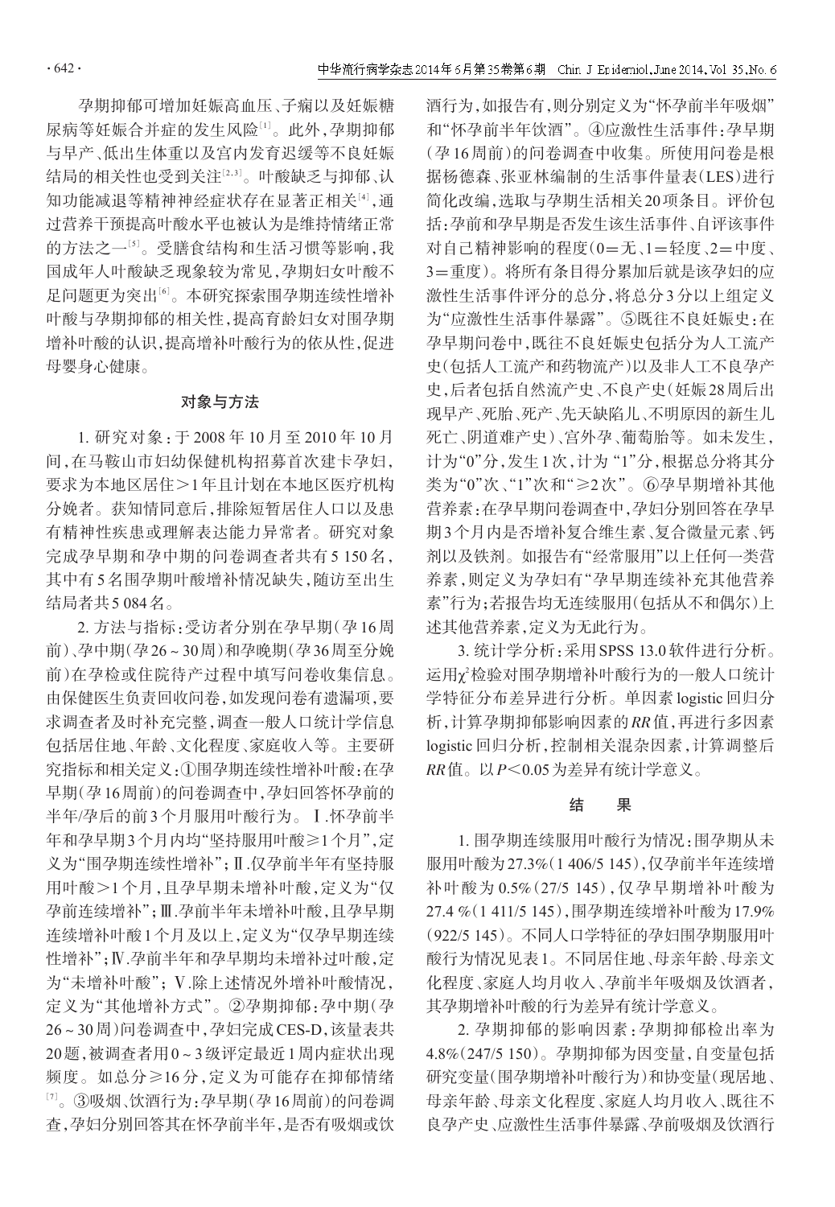孕期抑郁可增加妊娠高血压、子痫以及妊娠糖尿病等妊娠合并症的发生风险[1]。此外，孕期抑郁与早产、低出生体重以及宫内发育迟缓等不良妊娠结局的相关性也受到关注[2,3]。叶酸缺乏与抑郁、认知功能减退等精神神经症状存在显著正相关[4]，通过营养干预提高叶酸水平也被认为是维持情绪正常的方法之一[5]。受膳食结构和生活习惯等影响，我国成年人叶酸缺乏现象较为常见，孕期妇女叶酸不足问题更为突出[6]。本研究探索围孕期连续性增补叶酸与孕期抑郁的相关性，提高育龄妇女对围孕期增补叶酸的认识，提高增补叶酸行为的依从性，促进母婴身心健康。

## 对象与方法

1. 研究对象：于2008年10月至2010年10月间，在马鞍山市妇幼保健机构招募首次建卡孕妇，要求为本地区居住>1年且计划在本地区医疗机构分娩者。获知情同意后，排除短暂居住人口以及患有精神性疾患或理解表达能力异常者。研究对象完成孕早期和孕中期的问卷调查者共有5 150名，其中有5名围孕期叶酸增补情况缺失，随访至出生结局者共5 084名。

2. 方法与指标：受访者分别在孕早期(孕16周前)、孕中期(孕26～30周)和孕晚期(孕36周至分娩前)在孕检或住院待产过程中填写问卷收集信息。由保健医生负责回收问卷，如发现问卷有遗漏项，要求调查者及时补充完整，调查一般人口统计学信息包括居住地、年龄、文化程度、家庭收入等。主要研究指标和相关定义：①围孕期连续性增补叶酸：在孕早期(孕16周前)的问卷调查中，孕妇回答怀孕前的半年/孕后的前3个月服用叶酸行为。Ⅰ.怀孕前半年和孕早期3个月内均“坚持服用叶酸≥1个月”，定义为“围孕期连续性增补”；Ⅱ.仅孕前半年有坚持服用叶酸>1个月，且孕早期未增补叶酸，定义为“仅孕前连续增补”；Ⅲ.孕前半年未增补叶酸，且孕早期连续增补叶酸1个月及以上，定义为“仅孕早期连续性增补”；Ⅳ.孕前半年和孕早期均未增补过叶酸，定为“未增补叶酸”；Ⅴ.除上述情况外增补叶酸情况，定义为“其他增补方式”。②孕期抑郁：孕中期(孕26～30周)问卷调查中，孕妇完成CES-D，该量表共20题，被调查者用0～3级评定最近1周内症状出现频度。如总分≥16分，定义为可能存在抑郁情绪[7]。③吸烟、饮酒行为：孕早期(孕16周前)的问卷调查，孕妇分别回答其在怀孕前半年，是否有吸烟或饮酒行为，如报告有，则分别定义为“怀孕前半年吸烟”和“怀孕前半年饮酒”。④应激性生活事件：孕早期(孕16周前)的问卷调查中收集。所使用问卷是根据杨德森、张亚林编制的生活事件量表(LES)进行简化改编，选取与孕期生活相关20项条目。评价包括：孕前和孕早期是否发生该生活事件、自评该事件对自己精神影响的程度(0=无、1=轻度、2=中度、3=重度)。将所有条目得分累加后就是该孕妇的应激性生活事件评分的总分，将总分3分以上组定义为“应激性生活事件暴露”。⑤既往不良妊娠史：在孕早期问卷中，既往不良妊娠史包括分为人工流产史(包括人工流产和药物流产)以及非人工不良孕产史，后者包括自然流产史、不良产史(妊娠28周后出现早产、死胎、死产、先天缺陷儿、不明原因的新生儿死亡、阴道难产史)、宫外孕、葡萄胎等。如未发生，计为“0”分，发生1次，计为“1”分，根据总分将其分类为“0”次、“1”次和“≥2次”。⑥孕早期增补其他营养素：在孕早期问卷调查中，孕妇分别回答在孕早期3个月内是否增补复合维生素、复合微量元素、钙剂以及铁剂。如报告有“经常服用”以上任何一类营养素，则定义为孕妇有“孕早期连续补充其他营养素”行为；若报告均无连续服用(包括从不和偶尔)上述其他营养素，定义为无此行为。

3. 统计学分析：采用SPSS 13.0软件进行分析。运用$\chi^2$检验对围孕期增补叶酸行为的一般人口统计学特征分布差异进行分析。单因素logistic回归分析，计算孕期抑郁影响因素的*RR*值，再进行多因素logistic回归分析，控制相关混杂因素，计算调整后*RR*值。以$P<0.05$为差异有统计学意义。

## 结 果

1. 围孕期连续服用叶酸行为情况：围孕期从未服用叶酸为27.3%(1 406/5 145)，仅孕前半年连续增补叶酸为0.5%(27/5 145)，仅孕早期增补叶酸为27.4 %(1 411/5 145)，围孕期连续增补叶酸为17.9%(922/5 145)。不同人口学特征的孕妇围孕期服用叶酸行为情况见表1。不同居住地、母亲年龄、母亲文化程度、家庭人均月收入、孕前半年吸烟及饮酒者，其孕期增补叶酸的行为差异有统计学意义。

2. 孕期抑郁的影响因素：孕期抑郁检出率为4.8%(247/5 150)。孕期抑郁为因变量，自变量包括研究变量(围孕期增补叶酸行为)和协变量(现居地、母亲年龄、母亲文化程度、家庭人均月收入、既往不良孕产史、应激性生活事件暴露、孕前吸烟及饮酒行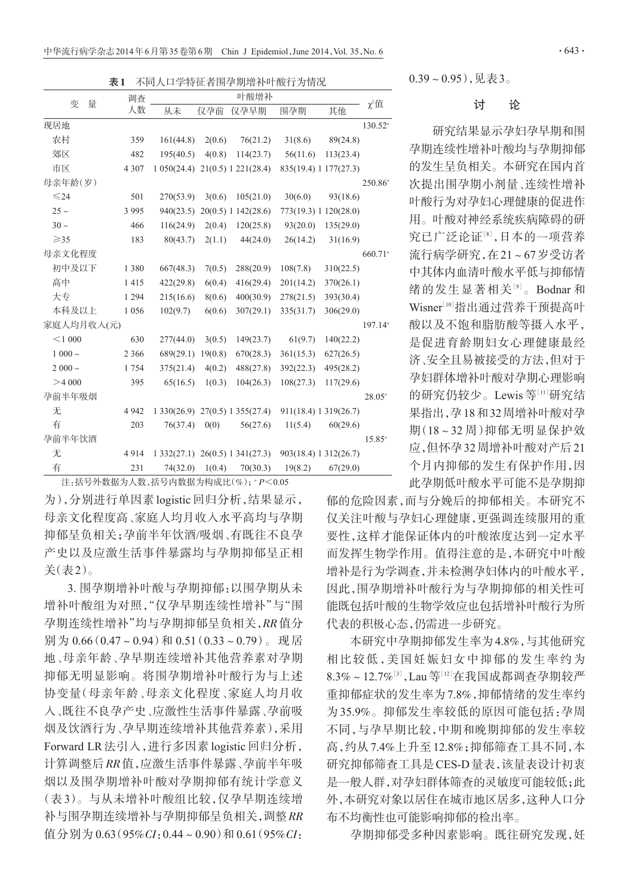**表1** 不同人口学特征者围孕期增补叶酸行为情况

| 变量 | 调查人数 | 叶酸增补 | | | | | $\chi^2$值 |
|---|---|---|---|---|---|---|---|
| | | 从未 | 仅孕前 | 仅孕早期 | 围孕期 | 其他 | |
| 现居地 | | | | | | | 130.52[a] |
| 农村 | 359 | 161(44.8) | 2(0.6) | 76(21.2) | 31(8.6) | 89(24.8) | |
| 郊区 | 482 | 195(40.5) | 4(0.8) | 114(23.7) | 56(11.6) | 113(23.4) | |
| 市区 | 4 307 | 1 050(24.4) | 21(0.5) | 1 221(28.4) | 835(19.4) | 1 177(27.3) | |
| 母亲年龄(岁) | | | | | | | 250.86[a] |
| ≤24 | 501 | 270(53.9) | 3(0.6) | 105(21.0) | 30(6.0) | 93(18.6) | |
| 25~ | 3 995 | 940(23.5) | 20(0.5) | 1 142(28.6) | 773(19.3) | 1 120(28.0) | |
| 30~ | 466 | 116(24.9) | 2(0.4) | 120(25.8) | 93(20.0) | 135(29.0) | |
| ≥35 | 183 | 80(43.7) | 2(1.1) | 44(24.0) | 26(14.2) | 31(16.9) | |
| 母亲文化程度 | | | | | | | 660.71[a] |
| 初中及以下 | 1 380 | 667(48.3) | 7(0.5) | 288(20.9) | 108(7.8) | 310(22.5) | |
| 高中 | 1 415 | 422(29.8) | 6(0.4) | 416(29.4) | 201(14.2) | 370(26.1) | |
| 大专 | 1 294 | 215(16.6) | 8(0.6) | 400(30.9) | 278(21.5) | 393(30.4) | |
| 本科及以上 | 1 056 | 102(9.7) | 6(0.6) | 307(29.1) | 335(31.7) | 306(29.0) | |
| 家庭人均月收入(元) | | | | | | | 197.14[a] |
| <1 000 | 630 | 277(44.0) | 3(0.5) | 149(23.7) | 61(9.7) | 140(22.2) | |
| 1 000~ | 2 366 | 689(29.1) | 19(0.8) | 670(28.3) | 361(15.3) | 627(26.5) | |
| 2 000~ | 1 754 | 375(21.4) | 4(0.2) | 488(27.8) | 392(22.3) | 495(28.2) | |
| >4 000 | 395 | 65(16.5) | 1(0.3) | 104(26.3) | 108(27.3) | 117(29.6) | |
| 孕前半年吸烟 | | | | | | | 28.05[a] |
| 无 | 4 942 | 1 330(26.9) | 27(0.5) | 1 355(27.4) | 911(18.4) | 1 319(26.7) | |
| 有 | 203 | 76(37.4) | 0(0) | 56(27.6) | 11(5.4) | 60(29.6) | |
| 孕前半年饮酒 | | | | | | | 15.85[a] |
| 无 | 4 914 | 1 332(27.1) | 26(0.5) | 1 341(27.3) | 903(18.4) | 1 312(26.7) | |
| 有 | 231 | 74(32.0) | 1(0.4) | 70(30.3) | 19(8.2) | 67(29.0) | |

注：括号外数据为人数，括号内数据为构成比(%)；[a] $P<0.05$

为)，分别进行单因素logistic回归分析，结果显示，母亲文化程度高、家庭人均月收入水平高均与孕期抑郁呈负相关；孕前半年饮酒/吸烟、有既往不良孕产史以及应激生活事件暴露均与孕期抑郁呈正相关(表2)。

3. 围孕期增补叶酸与孕期抑郁：以围孕期从未增补叶酸组为对照，"仅孕早期连续性增补"与"围孕期连续性增补"均与孕期抑郁呈负相关，*RR*值分别为0.66(0.47~0.94)和0.51(0.33~0.79)。现居地、母亲年龄、孕早期连续增补其他营养素对孕期抑郁无明显影响。将围孕期增补叶酸行为与上述协变量(母亲年龄、母亲文化程度、家庭人均月收入、既往不良孕产史、应激性生活事件暴露、孕前吸烟及饮酒行为、孕早期连续增补其他营养素)，采用Forward LR法引入，进行多因素logistic回归分析，计算调整后*RR*值，应激生活事件暴露、孕前半年吸烟以及围孕期增补叶酸对孕期抑郁有统计学意义(表3)。与从未增补叶酸组比较，仅孕早期连续增补与围孕期连续增补与孕期抑郁呈负相关，调整*RR*值分别为0.63(95%*CI*：0.44~0.90)和0.61(95%*CI*：0.39~0.95)，见表3。

## 讨　论

研究结果显示孕妇孕早期和围孕期连续性增补叶酸均与孕期抑郁的发生呈负相关。本研究在国内首次提出围孕期小剂量、连续性增补叶酸行为对孕妇心理健康的促进作用。叶酸对神经系统疾病障碍的研究已广泛论证[8]，日本的一项营养流行病学研究，在21~67岁受访者中其体内血清叶酸水平低与抑郁情绪的发生显著相关[9]。Bodnar和Wisner[10]指出通过营养干预提高叶酸以及不饱和脂肪酸等摄入水平，是促进育龄期妇女心理健康最经济、安全且易被接受的方法，但对于孕妇群体增补叶酸对孕期心理影响的研究仍较少。Lewis等[11]研究结果指出，孕18和32周增补叶酸对孕期(18~32周)抑郁无明显保护效应，但怀孕32周增补叶酸对产后21个月内抑郁的发生有保护作用，因此孕期低叶酸水平可能不是孕期抑郁的危险因素，而与分娩后的抑郁相关。本研究不仅关注叶酸与孕妇心理健康，更强调连续服用的重要性，这样才能保证体内的叶酸浓度达到一定水平而发挥生物学作用。值得注意的是，本研究中叶酸增补是行为学调查，并未检测孕妇体内的叶酸水平，因此，围孕期增补叶酸行为与孕期抑郁的相关性可能既包括叶酸的生物学效应也包括增补叶酸行为所代表的积极心态，仍需进一步研究。

本研究中孕期抑郁发生率为4.8%，与其他研究相比较低，美国妊娠妇女中抑郁的发生率约为8.3%~12.7%[3]，Lau等[12]在我国成都调查孕期较严重抑郁症状的发生率为7.8%，抑郁情绪的发生率约为35.9%。抑郁发生率较低的原因可能包括：孕周不同，与孕早期比较，中期和晚期抑郁的发生率较高，约从7.4%上升至12.8%；抑郁筛查工具不同，本研究抑郁筛查工具是CES-D量表，该量表设计初衷是一般人群，对孕妇群体筛查的灵敏度可能较低；此外，本研究对象以居住在城市地区居多，这种人口分布不均衡性也可能影响抑郁的检出率。

孕期抑郁受多种因素影响。既往研究发现，妊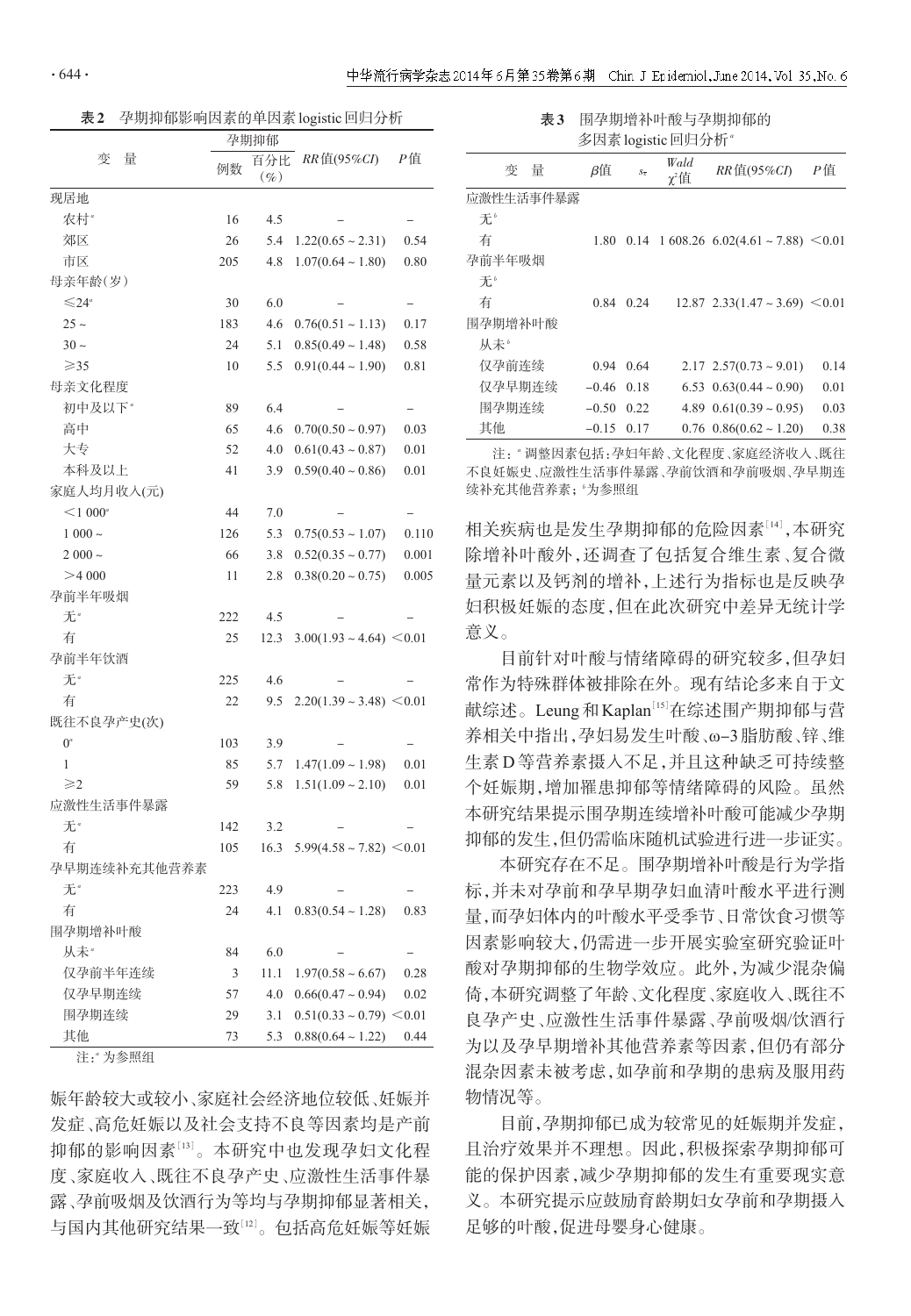**表2** 孕期抑郁影响因素的单因素logistic回归分析

| 变 量 | 孕期抑郁 | | | |
|---|---|---|---|---|
| | 例数 | 百分比(%) | RR值(95%CI) | P值 |
| 现居地 | | | | |
| 农村[a] | 16 | 4.5 | – | – |
| 郊区 | 26 | 5.4 | 1.22(0.65～2.31) | 0.54 |
| 市区 | 205 | 4.8 | 1.07(0.64～1.80) | 0.80 |
| 母亲年龄(岁) | | | | |
| ≤24[a] | 30 | 6.0 | – | – |
| 25～ | 183 | 4.6 | 0.76(0.51～1.13) | 0.17 |
| 30～ | 24 | 5.1 | 0.85(0.49～1.48) | 0.58 |
| ≥35 | 10 | 5.5 | 0.91(0.44～1.90) | 0.81 |
| 母亲文化程度 | | | | |
| 初中及以下[a] | 89 | 6.4 | – | – |
| 高中 | 65 | 4.6 | 0.70(0.50～0.97) | 0.03 |
| 大专 | 52 | 4.0 | 0.61(0.43～0.87) | 0.01 |
| 本科及以上 | 41 | 3.9 | 0.59(0.40～0.86) | 0.01 |
| 家庭人均月收入(元) | | | | |
| ＜1 000[a] | 44 | 7.0 | – | – |
| 1 000～ | 126 | 5.3 | 0.75(0.53～1.07) | 0.110 |
| 2 000～ | 66 | 3.8 | 0.52(0.35～0.77) | 0.001 |
| ＞4 000 | 11 | 2.8 | 0.38(0.20～0.75) | 0.005 |
| 孕前半年吸烟 | | | | |
| 无[a] | 222 | 4.5 | – | – |
| 有 | 25 | 12.3 | 3.00(1.93～4.64) | ＜0.01 |
| 孕前半年饮酒 | | | | |
| 无[a] | 225 | 4.6 | – | – |
| 有 | 22 | 9.5 | 2.20(1.39～3.48) | ＜0.01 |
| 既往不良孕产史(次) | | | | |
| 0[a] | 103 | 3.9 | – | – |
| 1 | 85 | 5.7 | 1.47(1.09～1.98) | 0.01 |
| ≥2 | 59 | 5.8 | 1.51(1.09～2.10) | 0.01 |
| 应激性生活事件暴露 | | | | |
| 无[a] | 142 | 3.2 | – | – |
| 有 | 105 | 16.3 | 5.99(4.58～7.82) | ＜0.01 |
| 孕早期连续补充其他营养素 | | | | |
| 无[a] | 223 | 4.9 | – | – |
| 有 | 24 | 4.1 | 0.83(0.54～1.28) | 0.83 |
| 围孕期增补叶酸 | | | | |
| 从未[a] | 84 | 6.0 | – | – |
| 仅孕前半年连续 | 3 | 11.1 | 1.97(0.58～6.67) | 0.28 |
| 仅孕早期连续 | 57 | 4.0 | 0.66(0.47～0.94) | 0.02 |
| 围孕期连续 | 29 | 3.1 | 0.51(0.33～0.79) | ＜0.01 |
| 其他 | 73 | 5.3 | 0.88(0.64～1.22) | 0.44 |

注：[a]为参照组

妊年龄较大或较小、家庭社会经济地位较低、妊娠并发症、高危妊娠以及社会支持不良等因素均是产前抑郁的影响因素[13]。本研究中也发现孕妇文化程度、家庭收入、既往不良孕产史、应激性生活事件暴露、孕前吸烟及饮酒行为等均与孕期抑郁显著相关，与国内其他研究结果一致[12]。包括高危妊娠等妊娠相关疾病也是发生孕期抑郁的危险因素[14]，本研究除增补叶酸外，还调查了包括复合维生素、复合微量元素以及钙剂的增补，上述行为指标也是反映孕妇积极妊娠的态度，但在此次研究中差异无统计学意义。

**表3** 围孕期增补叶酸与孕期抑郁的多因素logistic回归分析[a]

| 变 量 | β值 | $s_{\bar{x}}$ | Wald $\chi^2$值 | RR值(95%CI) | P值 |
|---|---|---|---|---|---|
| 应激性生活事件暴露 | | | | | |
| 无[b] | | | | | |
| 有 | 1.80 | 0.14 | 1 608.26 | 6.02(4.61～7.88) | ＜0.01 |
| 孕前半年吸烟 | | | | | |
| 无[b] | | | | | |
| 有 | 0.84 | 0.24 | 12.87 | 2.33(1.47～3.69) | ＜0.01 |
| 围孕期增补叶酸 | | | | | |
| 从未[b] | | | | | |
| 仅孕前连续 | 0.94 | 0.64 | 2.17 | 2.57(0.73～9.01) | 0.14 |
| 仅孕早期连续 | –0.46 | 0.18 | 6.53 | 0.63(0.44～0.90) | 0.01 |
| 围孕期连续 | –0.50 | 0.22 | 4.89 | 0.61(0.39～0.95) | 0.03 |
| 其他 | –0.15 | 0.17 | 0.76 | 0.86(0.62～1.20) | 0.38 |

注：[a]调整因素包括：孕妇年龄、文化程度、家庭经济收入、既往不良妊娠史、应激性生活事件暴露、孕前饮酒和孕前吸烟、孕早期连续补充其他营养素；[b]为参照组

目前针对叶酸与情绪障碍的研究较多，但孕妇常作为特殊群体被排除在外。现有结论多来自于文献综述。Leung和Kaplan[15]在综述围产期抑郁与营养相关中指出，孕妇易发生叶酸、ω–3脂肪酸、锌、维生素D等营养素摄入不足，并且这种缺乏可持续整个妊娠期，增加罹患抑郁等情绪障碍的风险。虽然本研究结果提示围孕期连续增补叶酸可能减少孕期抑郁的发生，但仍需临床随机试验进行进一步证实。

本研究存在不足。围孕期增补叶酸是行为学指标，并未对孕前和孕早期孕妇血清叶酸水平进行测量，而孕妇体内的叶酸水平受季节、日常饮食习惯等因素影响较大，仍需进一步开展实验室研究验证叶酸对孕期抑郁的生物学效应。此外，为减少混杂偏倚，本研究调整了年龄、文化程度、家庭收入、既往不良孕产史、应激性生活事件暴露、孕前吸烟/饮酒行为以及孕早期增补其他营养素等因素，但仍有部分混杂因素未被考虑，如孕前和孕期的患病及服用药物情况等。

目前，孕期抑郁已成为较常见的妊娠期并发症，且治疗效果并不理想。因此，积极探索孕期抑郁可能的保护因素，减少孕期抑郁的发生有重要现实意义。本研究提示应鼓励育龄期妇女孕前和孕期摄入足够的叶酸，促进母婴身心健康。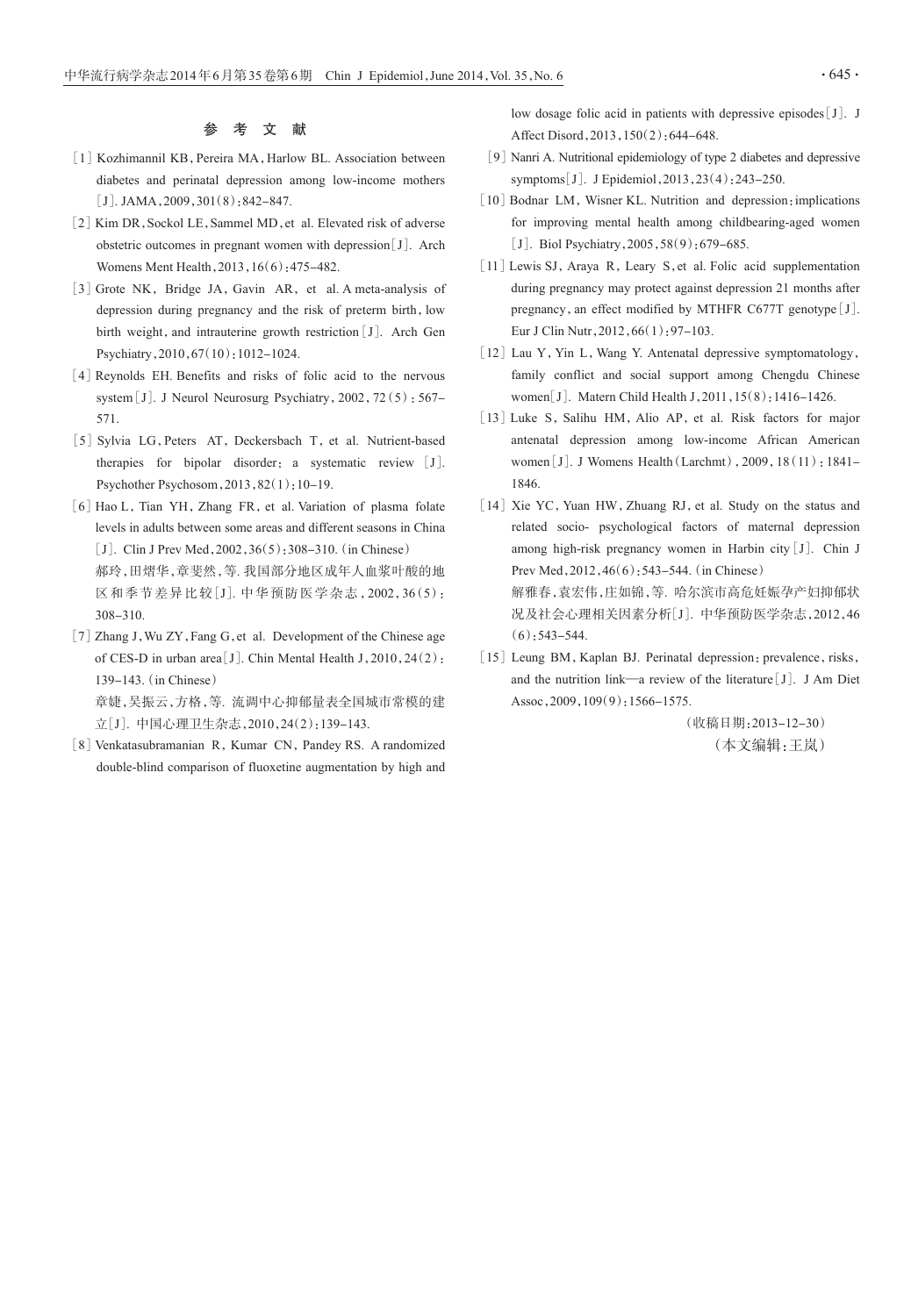## 参 考 文 献

[1] Kozhimannil KB, Pereira MA, Harlow BL. Association between diabetes and perinatal depression among low-income mothers [J]. JAMA, 2009, 301(8):842-847.

[2] Kim DR, Sockol LE, Sammel MD, et al. Elevated risk of adverse obstetric outcomes in pregnant women with depression[J]. Arch Womens Ment Health, 2013, 16(6):475-482.

[3] Grote NK, Bridge JA, Gavin AR, et al. A meta-analysis of depression during pregnancy and the risk of preterm birth, low birth weight, and intrauterine growth restriction[J]. Arch Gen Psychiatry, 2010, 67(10):1012-1024.

[4] Reynolds EH. Benefits and risks of folic acid to the nervous system[J]. J Neurol Neurosurg Psychiatry, 2002, 72(5):567-571.

[5] Sylvia LG, Peters AT, Deckersbach T, et al. Nutrient-based therapies for bipolar disorder: a systematic review [J]. Psychother Psychosom, 2013, 82(1):10-19.

[6] Hao L, Tian YH, Zhang FR, et al. Variation of plasma folate levels in adults between some areas and different seasons in China [J]. Clin J Prev Med, 2002, 36(5):308-310. (in Chinese)
郝玲,田熠华,章斐然,等. 我国部分地区成年人血浆叶酸的地区和季节差异比较[J]. 中华预防医学杂志, 2002, 36(5):308-310.

[7] Zhang J, Wu ZY, Fang G, et al. Development of the Chinese age of CES-D in urban area[J]. Chin Mental Health J, 2010, 24(2):139-143. (in Chinese)
章婕,吴振云,方格,等. 流调中心抑郁量表全国城市常模的建立[J]. 中国心理卫生杂志, 2010, 24(2):139-143.

[8] Venkatasubramanian R, Kumar CN, Pandey RS. A randomized double-blind comparison of fluoxetine augmentation by high and low dosage folic acid in patients with depressive episodes[J]. J Affect Disord, 2013, 150(2):644-648.

[9] Nanri A. Nutritional epidemiology of type 2 diabetes and depressive symptoms[J]. J Epidemiol, 2013, 23(4):243-250.

[10] Bodnar LM, Wisner KL. Nutrition and depression: implications for improving mental health among childbearing-aged women [J]. Biol Psychiatry, 2005, 58(9):679-685.

[11] Lewis SJ, Araya R, Leary S, et al. Folic acid supplementation during pregnancy may protect against depression 21 months after pregnancy, an effect modified by MTHFR C677T genotype[J]. Eur J Clin Nutr, 2012, 66(1):97-103.

[12] Lau Y, Yin L, Wang Y. Antenatal depressive symptomatology, family conflict and social support among Chengdu Chinese women[J]. Matern Child Health J, 2011, 15(8):1416-1426.

[13] Luke S, Salihu HM, Alio AP, et al. Risk factors for major antenatal depression among low-income African American women[J]. J Womens Health (Larchmt), 2009, 18(11):1841-1846.

[14] Xie YC, Yuan HW, Zhuang RJ, et al. Study on the status and related socio- psychological factors of maternal depression among high-risk pregnancy women in Harbin city[J]. Chin J Prev Med, 2012, 46(6):543-544. (in Chinese)
解雅春,袁宏伟,庄如锦,等. 哈尔滨市高危妊娠孕产妇抑郁状况及社会心理相关因素分析[J]. 中华预防医学杂志, 2012, 46(6):543-544.

[15] Leung BM, Kaplan BJ. Perinatal depression: prevalence, risks, and the nutrition link—a review of the literature[J]. J Am Diet Assoc, 2009, 109(9):1566-1575.

(收稿日期:2013-12-30)

(本文编辑:王岚)